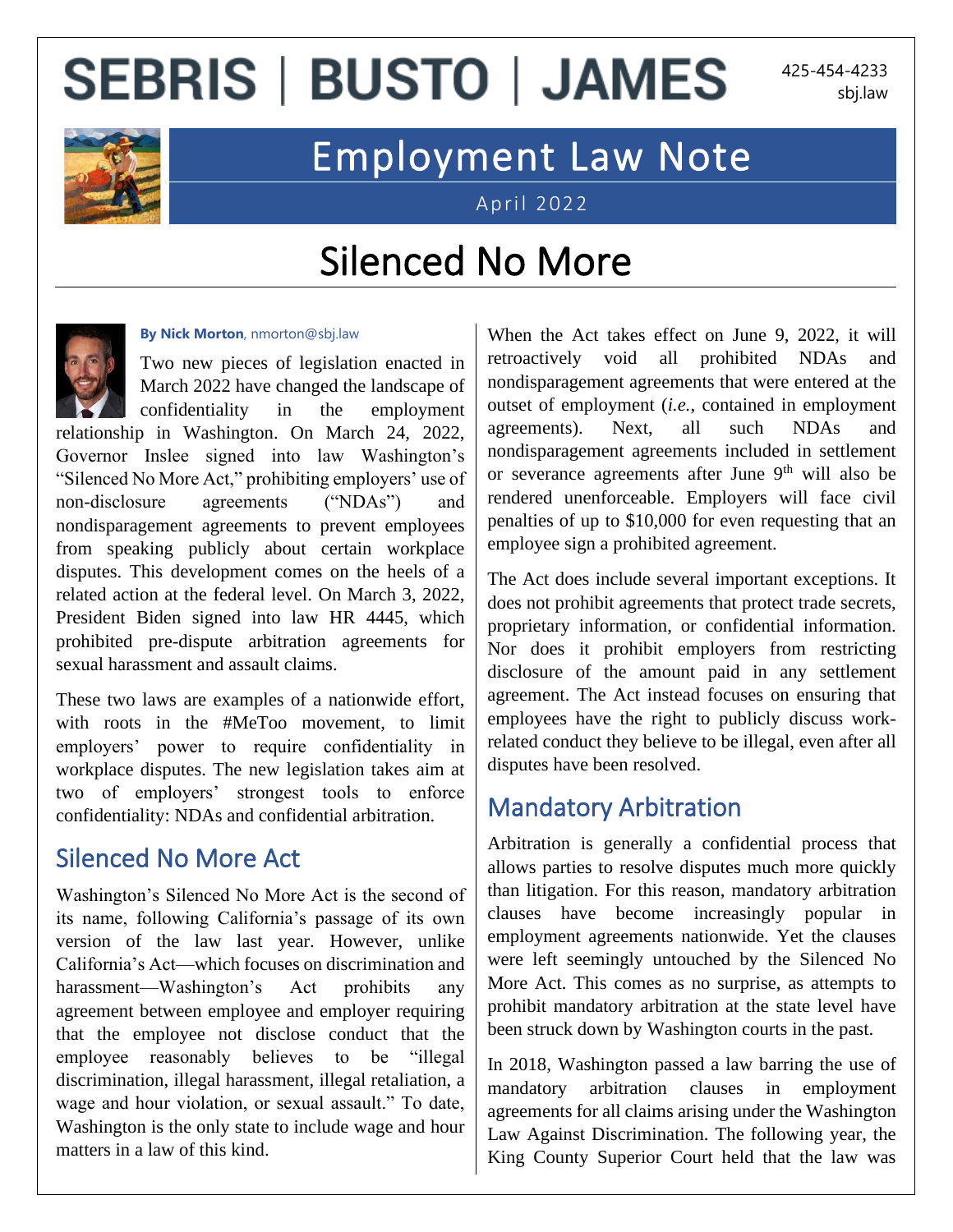# SEBRIS | BUSTO | JAMES

425-454-4233
sbj.law

## Employment Law Note

April 2022

# Silenced No More

**By Nick Morton**, nmorton@sbj.law

Two new pieces of legislation enacted in March 2022 have changed the landscape of confidentiality in the employment relationship in Washington. On March 24, 2022, Governor Inslee signed into law Washington's "Silenced No More Act," prohibiting employers' use of non-disclosure agreements ("NDAs") and nondisparagement agreements to prevent employees from speaking publicly about certain workplace disputes. This development comes on the heels of a related action at the federal level. On March 3, 2022, President Biden signed into law HR 4445, which prohibited pre-dispute arbitration agreements for sexual harassment and assault claims.

These two laws are examples of a nationwide effort, with roots in the #MeToo movement, to limit employers' power to require confidentiality in workplace disputes. The new legislation takes aim at two of employers' strongest tools to enforce confidentiality: NDAs and confidential arbitration.

## Silenced No More Act

Washington's Silenced No More Act is the second of its name, following California's passage of its own version of the law last year. However, unlike California's Act—which focuses on discrimination and harassment—Washington's Act prohibits any agreement between employee and employer requiring that the employee not disclose conduct that the employee reasonably believes to be "illegal discrimination, illegal harassment, illegal retaliation, a wage and hour violation, or sexual assault." To date, Washington is the only state to include wage and hour matters in a law of this kind.

When the Act takes effect on June 9, 2022, it will retroactively void all prohibited NDAs and nondisparagement agreements that were entered at the outset of employment (*i.e.*, contained in employment agreements). Next, all such NDAs and nondisparagement agreements included in settlement or severance agreements after June 9th will also be rendered unenforceable. Employers will face civil penalties of up to $10,000 for even requesting that an employee sign a prohibited agreement.

The Act does include several important exceptions. It does not prohibit agreements that protect trade secrets, proprietary information, or confidential information. Nor does it prohibit employers from restricting disclosure of the amount paid in any settlement agreement. The Act instead focuses on ensuring that employees have the right to publicly discuss work-related conduct they believe to be illegal, even after all disputes have been resolved.

## Mandatory Arbitration

Arbitration is generally a confidential process that allows parties to resolve disputes much more quickly than litigation. For this reason, mandatory arbitration clauses have become increasingly popular in employment agreements nationwide. Yet the clauses were left seemingly untouched by the Silenced No More Act. This comes as no surprise, as attempts to prohibit mandatory arbitration at the state level have been struck down by Washington courts in the past.

In 2018, Washington passed a law barring the use of mandatory arbitration clauses in employment agreements for all claims arising under the Washington Law Against Discrimination. The following year, the King County Superior Court held that the law was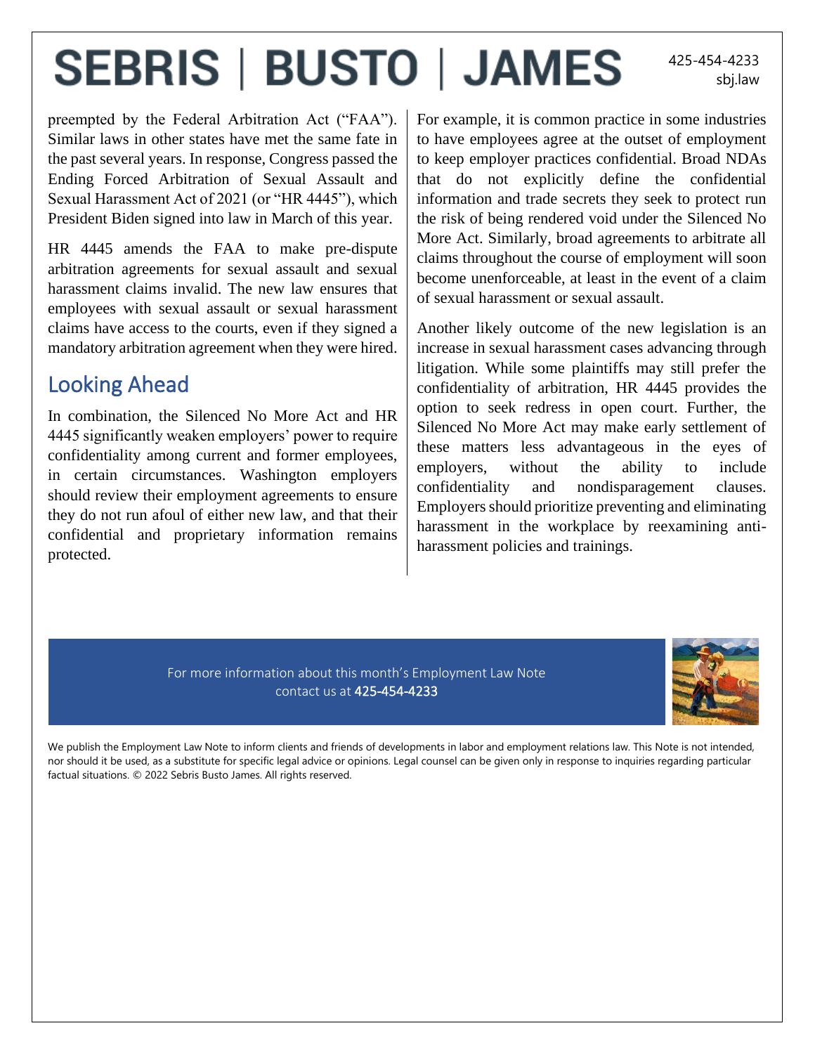preempted by the Federal Arbitration Act ("FAA"). Similar laws in other states have met the same fate in the past several years. In response, Congress passed the Ending Forced Arbitration of Sexual Assault and Sexual Harassment Act of 2021 (or "HR 4445"), which President Biden signed into law in March of this year.

HR 4445 amends the FAA to make pre-dispute arbitration agreements for sexual assault and sexual harassment claims invalid. The new law ensures that employees with sexual assault or sexual harassment claims have access to the courts, even if they signed a mandatory arbitration agreement when they were hired.

## Looking Ahead

In combination, the Silenced No More Act and HR 4445 significantly weaken employers' power to require confidentiality among current and former employees, in certain circumstances. Washington employers should review their employment agreements to ensure they do not run afoul of either new law, and that their confidential and proprietary information remains protected.

For example, it is common practice in some industries to have employees agree at the outset of employment to keep employer practices confidential. Broad NDAs that do not explicitly define the confidential information and trade secrets they seek to protect run the risk of being rendered void under the Silenced No More Act. Similarly, broad agreements to arbitrate all claims throughout the course of employment will soon become unenforceable, at least in the event of a claim of sexual harassment or sexual assault.

Another likely outcome of the new legislation is an increase in sexual harassment cases advancing through litigation. While some plaintiffs may still prefer the confidentiality of arbitration, HR 4445 provides the option to seek redress in open court. Further, the Silenced No More Act may make early settlement of these matters less advantageous in the eyes of employers, without the ability to include confidentiality and nondisparagement clauses. Employers should prioritize preventing and eliminating harassment in the workplace by reexamining anti-harassment policies and trainings.

For more information about this month's Employment Law Note contact us at **425-454-4233**

We publish the Employment Law Note to inform clients and friends of developments in labor and employment relations law. This Note is not intended, nor should it be used, as a substitute for specific legal advice or opinions. Legal counsel can be given only in response to inquiries regarding particular factual situations. © 2022 Sebris Busto James. All rights reserved.